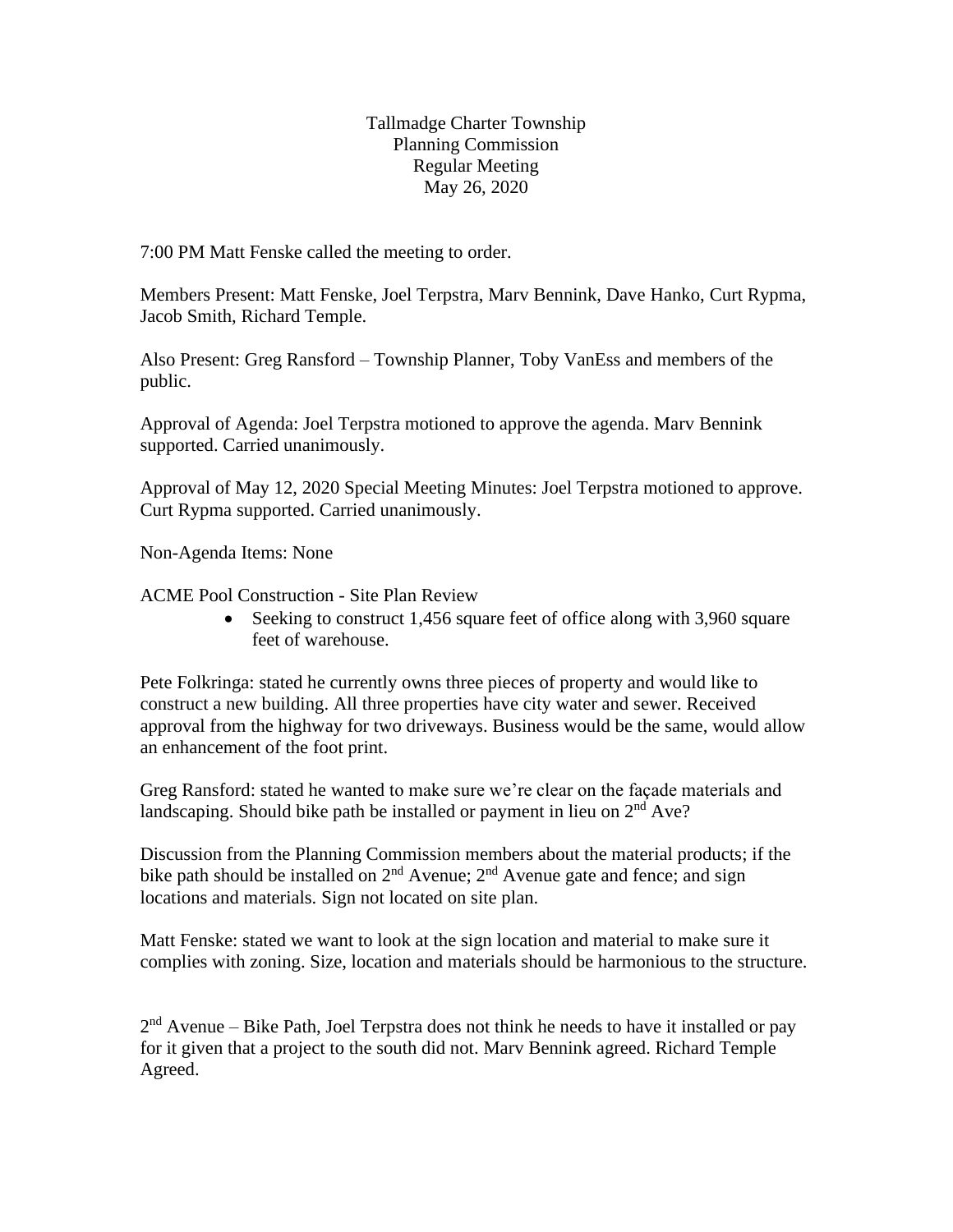# Tallmadge Charter Township
## Planning Commission
## Regular Meeting
## May 26, 2020

7:00 PM Matt Fenske called the meeting to order.

Members Present: Matt Fenske, Joel Terpstra, Marv Bennink, Dave Hanko, Curt Rypma, Jacob Smith, Richard Temple.

Also Present: Greg Ransford – Township Planner, Toby VanEss and members of the public.

Approval of Agenda: Joel Terpstra motioned to approve the agenda. Marv Bennink supported. Carried unanimously.

Approval of May 12, 2020 Special Meeting Minutes: Joel Terpstra motioned to approve. Curt Rypma supported. Carried unanimously.

Non-Agenda Items: None

ACME Pool Construction - Site Plan Review

- Seeking to construct 1,456 square feet of office along with 3,960 square feet of warehouse.

Pete Folkringa: stated he currently owns three pieces of property and would like to construct a new building. All three properties have city water and sewer. Received approval from the highway for two driveways. Business would be the same, would allow an enhancement of the foot print.

Greg Ransford: stated he wanted to make sure we're clear on the façade materials and landscaping. Should bike path be installed or payment in lieu on 2nd Ave?

Discussion from the Planning Commission members about the material products; if the bike path should be installed on 2nd Avenue; 2nd Avenue gate and fence; and sign locations and materials. Sign not located on site plan.

Matt Fenske: stated we want to look at the sign location and material to make sure it complies with zoning. Size, location and materials should be harmonious to the structure.

2nd Avenue – Bike Path, Joel Terpstra does not think he needs to have it installed or pay for it given that a project to the south did not. Marv Bennink agreed. Richard Temple Agreed.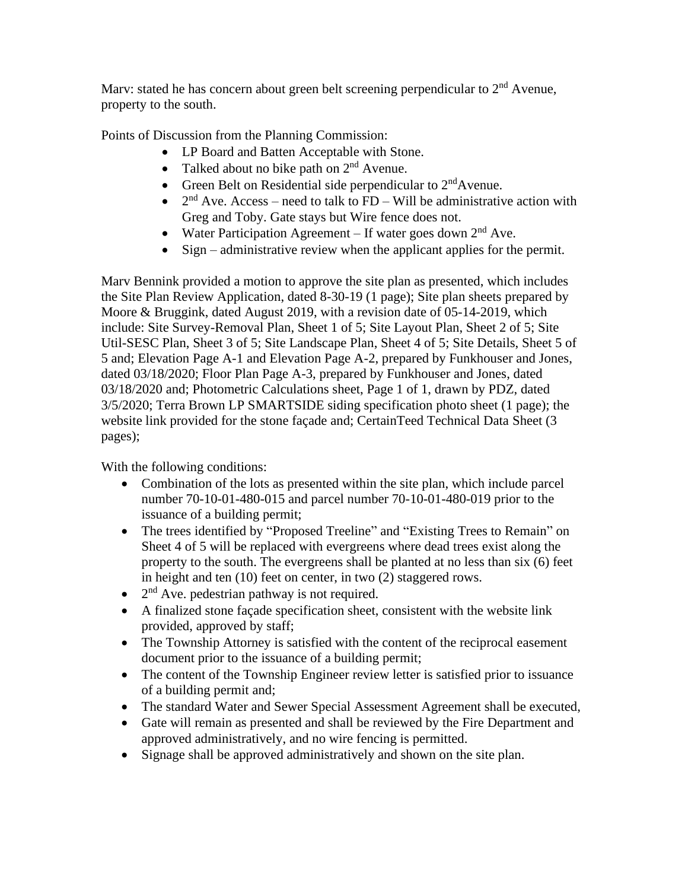Marv: stated he has concern about green belt screening perpendicular to 2nd Avenue, property to the south.

Points of Discussion from the Planning Commission:

- LP Board and Batten Acceptable with Stone.
- Talked about no bike path on 2nd Avenue.
- Green Belt on Residential side perpendicular to 2nd Avenue.
- 2nd Ave. Access – need to talk to FD – Will be administrative action with Greg and Toby. Gate stays but Wire fence does not.
- Water Participation Agreement – If water goes down 2nd Ave.
- Sign – administrative review when the applicant applies for the permit.

Marv Bennink provided a motion to approve the site plan as presented, which includes the Site Plan Review Application, dated 8-30-19 (1 page); Site plan sheets prepared by Moore & Bruggink, dated August 2019, with a revision date of 05-14-2019, which include: Site Survey-Removal Plan, Sheet 1 of 5; Site Layout Plan, Sheet 2 of 5; Site Util-SESC Plan, Sheet 3 of 5; Site Landscape Plan, Sheet 4 of 5; Site Details, Sheet 5 of 5 and; Elevation Page A-1 and Elevation Page A-2, prepared by Funkhouser and Jones, dated 03/18/2020; Floor Plan Page A-3, prepared by Funkhouser and Jones, dated 03/18/2020 and; Photometric Calculations sheet, Page 1 of 1, drawn by PDZ, dated 3/5/2020; Terra Brown LP SMARTSIDE siding specification photo sheet (1 page); the website link provided for the stone façade and; CertainTeed Technical Data Sheet (3 pages);

With the following conditions:

- Combination of the lots as presented within the site plan, which include parcel number 70-10-01-480-015 and parcel number 70-10-01-480-019 prior to the issuance of a building permit;
- The trees identified by "Proposed Treeline" and "Existing Trees to Remain" on Sheet 4 of 5 will be replaced with evergreens where dead trees exist along the property to the south. The evergreens shall be planted at no less than six (6) feet in height and ten (10) feet on center, in two (2) staggered rows.
- 2nd Ave. pedestrian pathway is not required.
- A finalized stone façade specification sheet, consistent with the website link provided, approved by staff;
- The Township Attorney is satisfied with the content of the reciprocal easement document prior to the issuance of a building permit;
- The content of the Township Engineer review letter is satisfied prior to issuance of a building permit and;
- The standard Water and Sewer Special Assessment Agreement shall be executed,
- Gate will remain as presented and shall be reviewed by the Fire Department and approved administratively, and no wire fencing is permitted.
- Signage shall be approved administratively and shown on the site plan.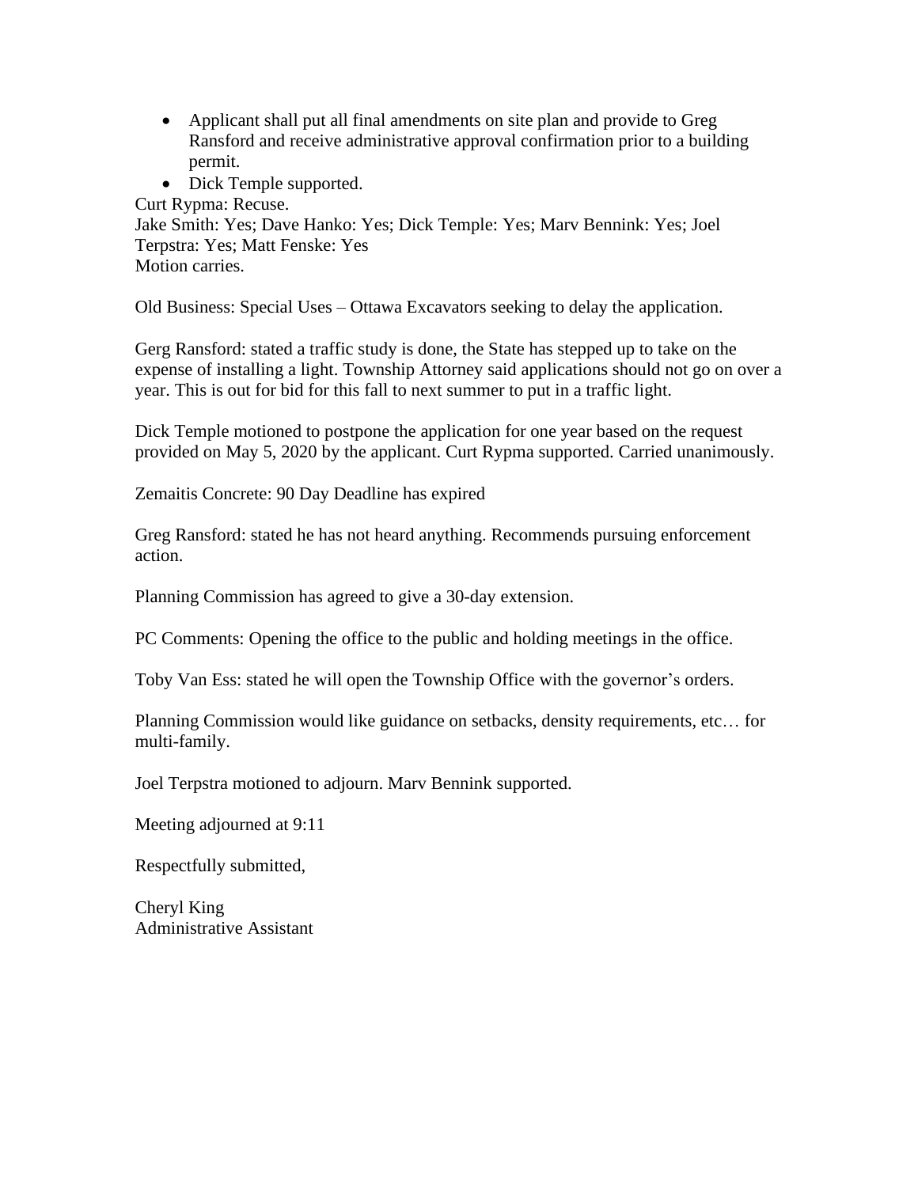- Applicant shall put all final amendments on site plan and provide to Greg Ransford and receive administrative approval confirmation prior to a building permit.
- Dick Temple supported.

Curt Rypma: Recuse.
Jake Smith: Yes; Dave Hanko: Yes; Dick Temple: Yes; Marv Bennink: Yes; Joel Terpstra: Yes; Matt Fenske: Yes
Motion carries.

Old Business: Special Uses – Ottawa Excavators seeking to delay the application.

Gerg Ransford: stated a traffic study is done, the State has stepped up to take on the expense of installing a light. Township Attorney said applications should not go on over a year. This is out for bid for this fall to next summer to put in a traffic light.

Dick Temple motioned to postpone the application for one year based on the request provided on May 5, 2020 by the applicant. Curt Rypma supported. Carried unanimously.

Zemaitis Concrete: 90 Day Deadline has expired

Greg Ransford: stated he has not heard anything. Recommends pursuing enforcement action.

Planning Commission has agreed to give a 30-day extension.

PC Comments: Opening the office to the public and holding meetings in the office.

Toby Van Ess: stated he will open the Township Office with the governor's orders.

Planning Commission would like guidance on setbacks, density requirements, etc… for multi-family.

Joel Terpstra motioned to adjourn. Marv Bennink supported.

Meeting adjourned at 9:11

Respectfully submitted,

Cheryl King
Administrative Assistant